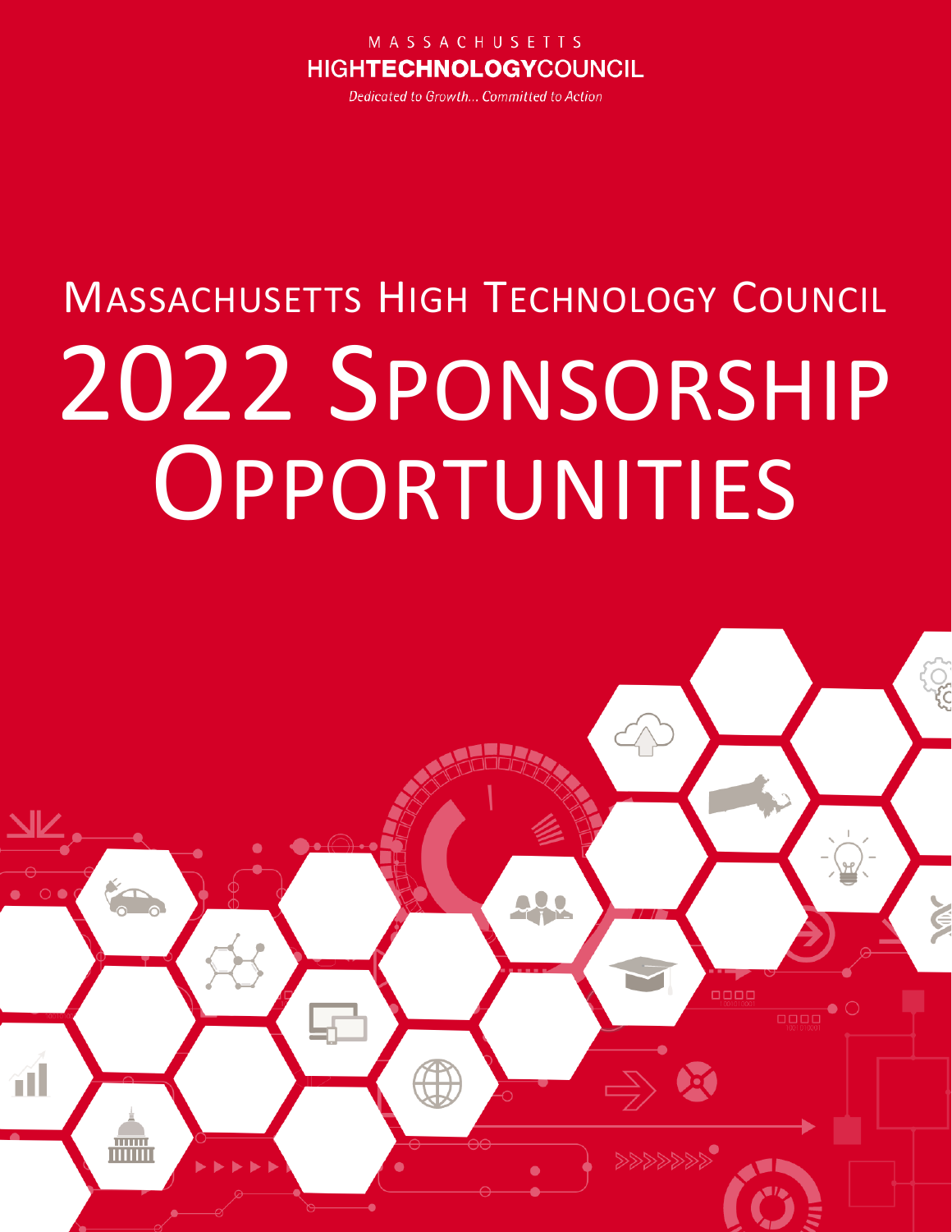MASSACHUSETTS
HIGHTECHNOLOGYCOUNCIL

*Dedicated to Growth... Committed to Action*

# Massachusetts High Technology Council

# 2022 Sponsorship Opportunities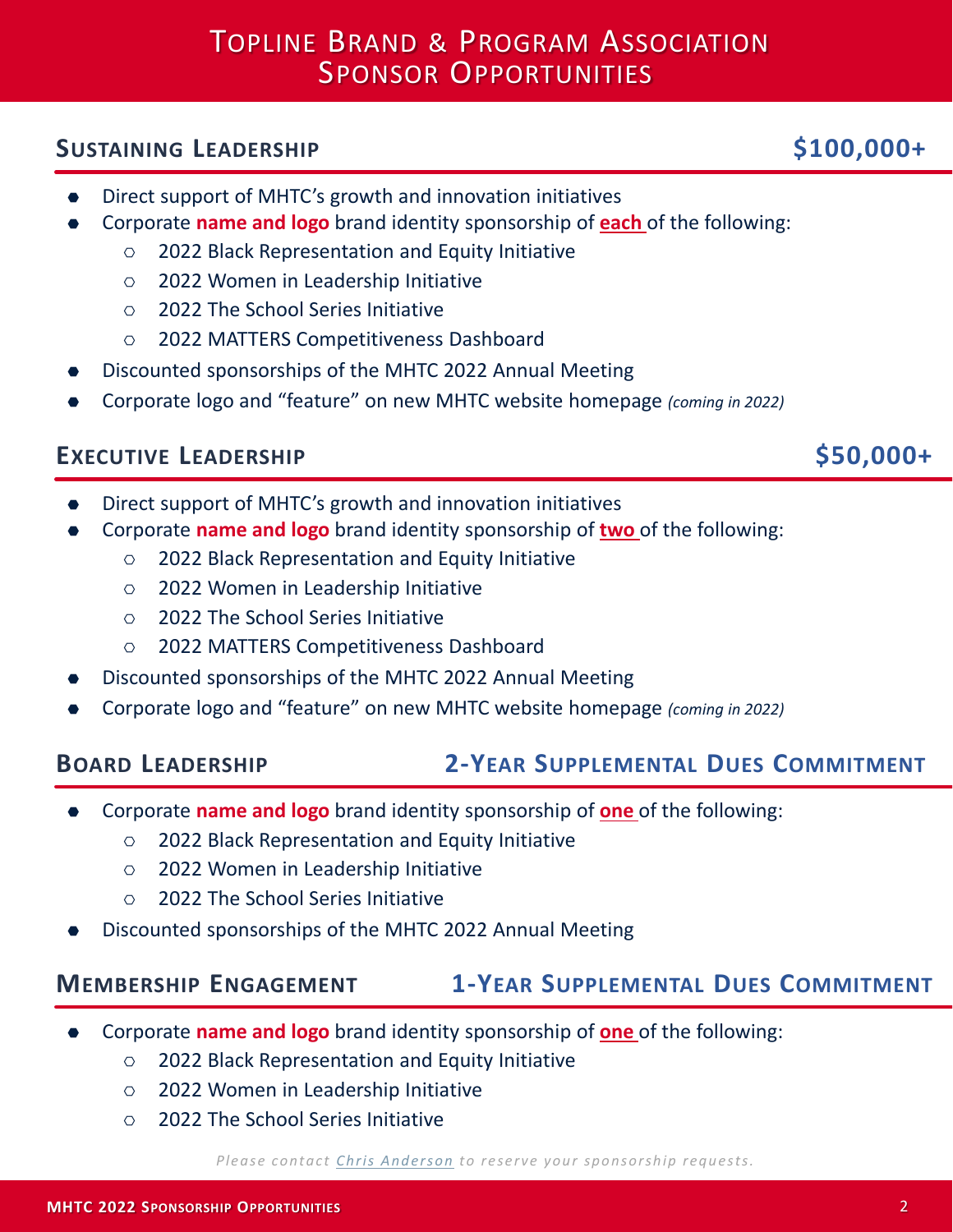# Topline Brand & Program Association Sponsor Opportunities

## Sustaining Leadership — $100,000+

- Direct support of MHTC's growth and innovation initiatives
- Corporate **name and logo** brand identity sponsorship of **each** of the following:
  - 2022 Black Representation and Equity Initiative
  - 2022 Women in Leadership Initiative
  - 2022 The School Series Initiative
  - 2022 MATTERS Competitiveness Dashboard
- Discounted sponsorships of the MHTC 2022 Annual Meeting
- Corporate logo and "feature" on new MHTC website homepage *(coming in 2022)*

## Executive Leadership — $50,000+

- Direct support of MHTC's growth and innovation initiatives
- Corporate **name and logo** brand identity sponsorship of **two** of the following:
  - 2022 Black Representation and Equity Initiative
  - 2022 Women in Leadership Initiative
  - 2022 The School Series Initiative
  - 2022 MATTERS Competitiveness Dashboard
- Discounted sponsorships of the MHTC 2022 Annual Meeting
- Corporate logo and "feature" on new MHTC website homepage *(coming in 2022)*

## Board Leadership — 2-Year Supplemental Dues Commitment

- Corporate **name and logo** brand identity sponsorship of **one** of the following:
  - 2022 Black Representation and Equity Initiative
  - 2022 Women in Leadership Initiative
  - 2022 The School Series Initiative
- Discounted sponsorships of the MHTC 2022 Annual Meeting

## Membership Engagement — 1-Year Supplemental Dues Commitment

- Corporate **name and logo** brand identity sponsorship of **one** of the following:
  - 2022 Black Representation and Equity Initiative
  - 2022 Women in Leadership Initiative
  - 2022 The School Series Initiative

*Please contact Chris Anderson to reserve your sponsorship requests.*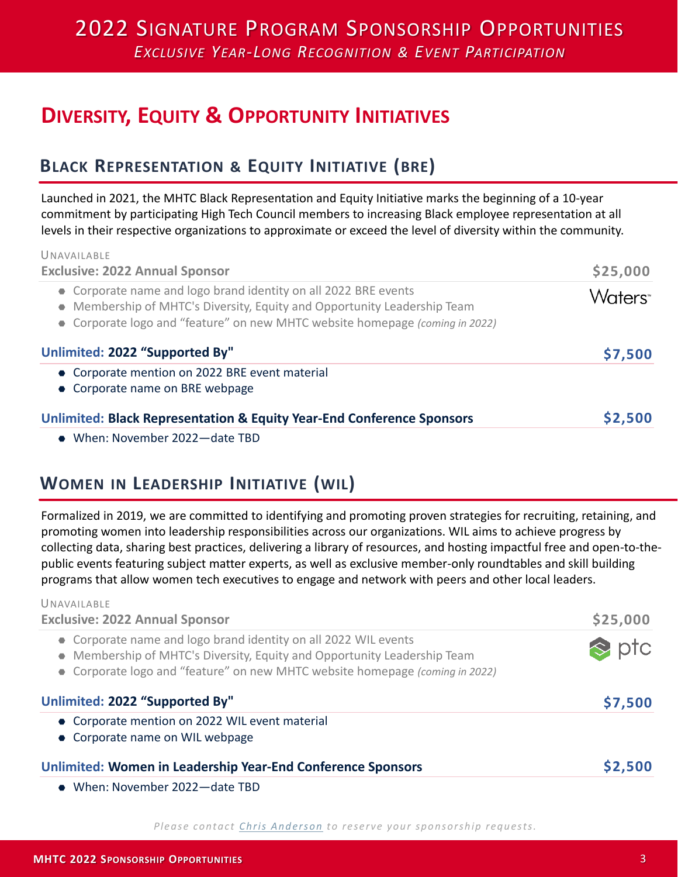# 2022 Signature Program Sponsorship Opportunities

*Exclusive Year-Long Recognition & Event Participation*

## Diversity, Equity & Opportunity Initiatives

### Black Representation & Equity Initiative (BRE)

Launched in 2021, the MHTC Black Representation and Equity Initiative marks the beginning of a 10-year commitment by participating High Tech Council members to increasing Black employee representation at all levels in their respective organizations to approximate or exceed the level of diversity within the community.

UNAVAILABLE

**Exclusive: 2022 Annual Sponsor** — **$25,000**

Waters

- Corporate name and logo brand identity on all 2022 BRE events
- Membership of MHTC's Diversity, Equity and Opportunity Leadership Team
- Corporate logo and "feature" on new MHTC website homepage *(coming in 2022)*

**Unlimited: 2022 "Supported By"** — **$7,500**

- Corporate mention on 2022 BRE event material
- Corporate name on BRE webpage

**Unlimited: Black Representation & Equity Year-End Conference Sponsors** — **$2,500**

- When: November 2022—date TBD

### Women in Leadership Initiative (WIL)

Formalized in 2019, we are committed to identifying and promoting proven strategies for recruiting, retaining, and promoting women into leadership responsibilities across our organizations. WIL aims to achieve progress by collecting data, sharing best practices, delivering a library of resources, and hosting impactful free and open-to-the-public events featuring subject matter experts, as well as exclusive member-only roundtables and skill building programs that allow women tech executives to engage and network with peers and other local leaders.

UNAVAILABLE

**Exclusive: 2022 Annual Sponsor** — **$25,000**

ptc

- Corporate name and logo brand identity on all 2022 WIL events
- Membership of MHTC's Diversity, Equity and Opportunity Leadership Team
- Corporate logo and "feature" on new MHTC website homepage *(coming in 2022)*

**Unlimited: 2022 "Supported By"** — **$7,500**

- Corporate mention on 2022 WIL event material
- Corporate name on WIL webpage

**Unlimited: Women in Leadership Year-End Conference Sponsors** — **$2,500**

- When: November 2022—date TBD

*Please contact Chris Anderson to reserve your sponsorship requests.*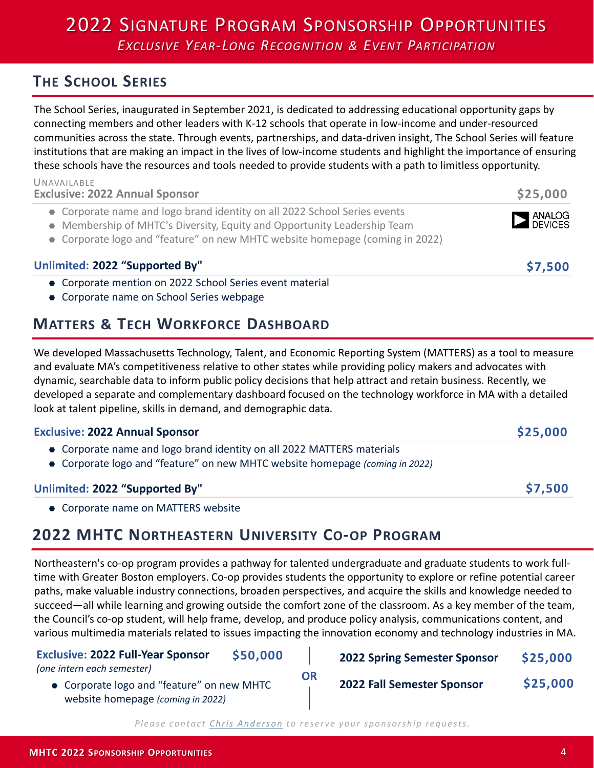# 2022 Signature Program Sponsorship Opportunities

*Exclusive Year-Long Recognition & Event Participation*

## The School Series

The School Series, inaugurated in September 2021, is dedicated to addressing educational opportunity gaps by connecting members and other leaders with K-12 schools that operate in low-income and under-resourced communities across the state. Through events, partnerships, and data-driven insight, The School Series will feature institutions that are making an impact in the lives of low-income students and highlight the importance of ensuring these schools have the resources and tools needed to provide students with a path to limitless opportunity.

UNAVAILABLE

**Exclusive: 2022 Annual Sponsor** — **$25,000**

- Corporate name and logo brand identity on all 2022 School Series events
- Membership of MHTC's Diversity, Equity and Opportunity Leadership Team
- Corporate logo and "feature" on new MHTC website homepage (coming in 2022)

ANALOG DEVICES

**Unlimited: 2022 "Supported By"** — **$7,500**

- Corporate mention on 2022 School Series event material
- Corporate name on School Series webpage

## Matters & Tech Workforce Dashboard

We developed Massachusetts Technology, Talent, and Economic Reporting System (MATTERS) as a tool to measure and evaluate MA's competitiveness relative to other states while providing policy makers and advocates with dynamic, searchable data to inform public policy decisions that help attract and retain business. Recently, we developed a separate and complementary dashboard focused on the technology workforce in MA with a detailed look at talent pipeline, skills in demand, and demographic data.

**Exclusive: 2022 Annual Sponsor** — **$25,000**

- Corporate name and logo brand identity on all 2022 MATTERS materials
- Corporate logo and "feature" on new MHTC website homepage *(coming in 2022)*

**Unlimited: 2022 "Supported By"** — **$7,500**

- Corporate name on MATTERS website

## 2022 MHTC Northeastern University Co-op Program

Northeastern's co-op program provides a pathway for talented undergraduate and graduate students to work full-time with Greater Boston employers. Co-op provides students the opportunity to explore or refine potential career paths, make valuable industry connections, broaden perspectives, and acquire the skills and knowledge needed to succeed—all while learning and growing outside the comfort zone of the classroom. As a key member of the team, the Council's co-op student, will help frame, develop, and produce policy analysis, communications content, and various multimedia materials related to issues impacting the innovation economy and technology industries in MA.

**Exclusive: 2022 Full-Year Sponsor** — **$50,000**
*(one intern each semester)*

- Corporate logo and "feature" on new MHTC website homepage *(coming in 2022)*

**OR**

**2022 Spring Semester Sponsor** — **$25,000**

**2022 Fall Semester Sponsor** — **$25,000**

*Please contact Chris Anderson to reserve your sponsorship requests.*